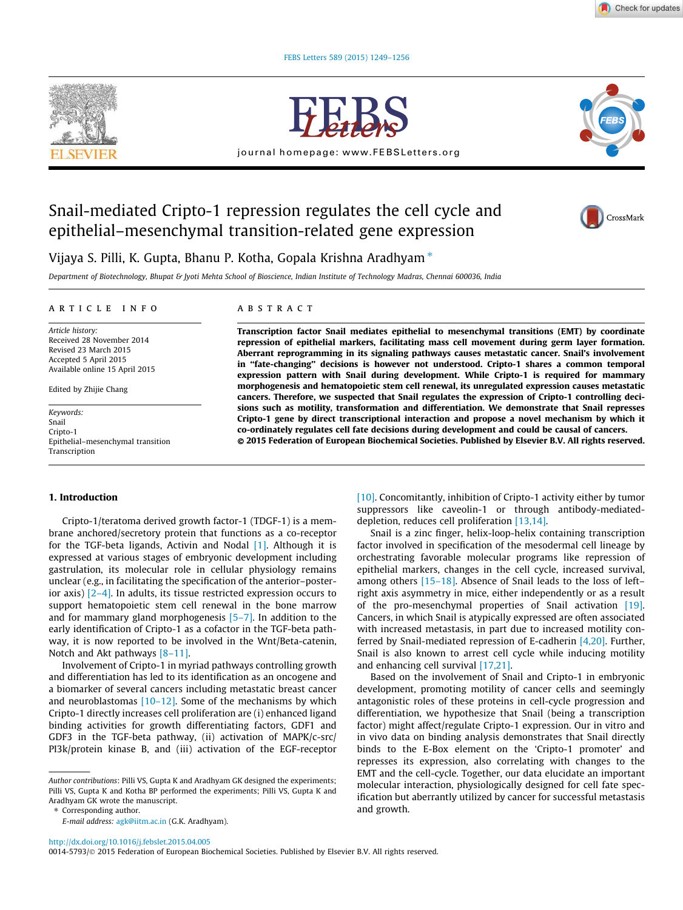# Snail-mediated Cripto-1 repression regulates the cell cycle and epithelial–mesenchymal transition-related gene expression

Vijaya S. Pilli, K. Gupta, Bhanu P. Kotha, Gopala Krishna Aradhyam *

*Department of Biotechnology, Bhupat & Jyoti Mehta School of Bioscience, Indian Institute of Technology Madras, Chennai 600036, India*

## ARTICLE INFO

*Article history:*
Received 28 November 2014
Revised 23 March 2015
Accepted 5 April 2015
Available online 15 April 2015

Edited by Zhijie Chang

*Keywords:*
Snail
Cripto-1
Epithelial–mesenchymal transition
Transcription

## ABSTRACT

**Transcription factor Snail mediates epithelial to mesenchymal transitions (EMT) by coordinate repression of epithelial markers, facilitating mass cell movement during germ layer formation. Aberrant reprogramming in its signaling pathways causes metastatic cancer. Snail's involvement in "fate-changing" decisions is however not understood. Cripto-1 shares a common temporal expression pattern with Snail during development. While Cripto-1 is required for mammary morphogenesis and hematopoietic stem cell renewal, its unregulated expression causes metastatic cancers. Therefore, we suspected that Snail regulates the expression of Cripto-1 controlling decisions such as motility, transformation and differentiation. We demonstrate that Snail represses Cripto-1 gene by direct transcriptional interaction and propose a novel mechanism by which it co-ordinately regulates cell fate decisions during development and could be causal of cancers.**

**© 2015 Federation of European Biochemical Societies. Published by Elsevier B.V. All rights reserved.**

## 1. Introduction

Cripto-1/teratoma derived growth factor-1 (TDGF-1) is a membrane anchored/secretory protein that functions as a co-receptor for the TGF-beta ligands, Activin and Nodal [1]. Although it is expressed at various stages of embryonic development including gastrulation, its molecular role in cellular physiology remains unclear (e.g., in facilitating the specification of the anterior–posterior axis) [2–4]. In adults, its tissue restricted expression occurs to support hematopoietic stem cell renewal in the bone marrow and for mammary gland morphogenesis [5–7]. In addition to the early identification of Cripto-1 as a cofactor in the TGF-beta pathway, it is now reported to be involved in the Wnt/Beta-catenin, Notch and Akt pathways [8–11].

Involvement of Cripto-1 in myriad pathways controlling growth and differentiation has led to its identification as an oncogene and a biomarker of several cancers including metastatic breast cancer and neuroblastomas [10–12]. Some of the mechanisms by which Cripto-1 directly increases cell proliferation are (i) enhanced ligand binding activities for growth differentiating factors, GDF1 and GDF3 in the TGF-beta pathway, (ii) activation of MAPK/c-src/PI3k/protein kinase B, and (iii) activation of the EGF-receptor [10]. Concomitantly, inhibition of Cripto-1 activity either by tumor suppressors like caveolin-1 or through antibody-mediated-depletion, reduces cell proliferation [13,14].

Snail is a zinc finger, helix-loop-helix containing transcription factor involved in specification of the mesodermal cell lineage by orchestrating favorable molecular programs like repression of epithelial markers, changes in the cell cycle, increased survival, among others [15–18]. Absence of Snail leads to the loss of left–right axis asymmetry in mice, either independently or as a result of the pro-mesenchymal properties of Snail activation [19]. Cancers, in which Snail is atypically expressed are often associated with increased metastasis, in part due to increased motility conferred by Snail-mediated repression of E-cadherin [4,20]. Further, Snail is also known to arrest cell cycle while inducing motility and enhancing cell survival [17,21].

Based on the involvement of Snail and Cripto-1 in embryonic development, promoting motility of cancer cells and seemingly antagonistic roles of these proteins in cell-cycle progression and differentiation, we hypothesize that Snail (being a transcription factor) might affect/regulate Cripto-1 expression. Our in vitro and in vivo data on binding analysis demonstrates that Snail directly binds to the E-Box element on the 'Cripto-1 promoter' and represses its expression, also correlating with changes to the EMT and the cell-cycle. Together, our data elucidate an important molecular interaction, physiologically designed for cell fate specification but aberrantly utilized by cancer for successful metastasis and growth.

---

*Author contributions*: Pilli VS, Gupta K and Aradhyam GK designed the experiments; Pilli VS, Gupta K and Kotha BP performed the experiments; Pilli VS, Gupta K and Aradhyam GK wrote the manuscript.

\* Corresponding author.
*E-mail address:* agk@iitm.ac.in (G.K. Aradhyam).

http://dx.doi.org/10.1016/j.febslet.2015.04.005
0014-5793/© 2015 Federation of European Biochemical Societies. Published by Elsevier B.V. All rights reserved.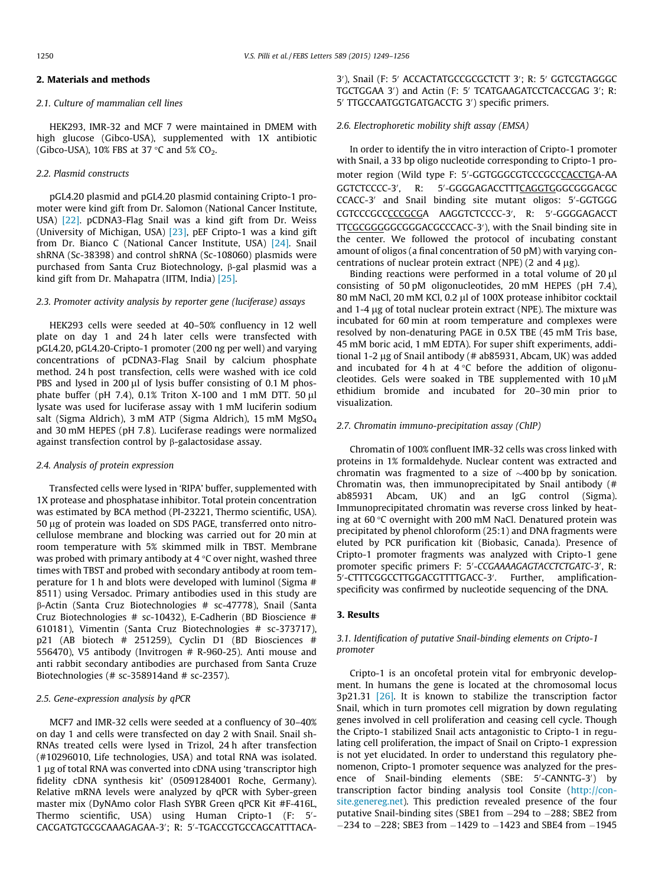## 2. Materials and methods

### 2.1. Culture of mammalian cell lines

HEK293, IMR-32 and MCF 7 were maintained in DMEM with high glucose (Gibco-USA), supplemented with 1X antibiotic (Gibco-USA), 10% FBS at 37 °C and 5% $CO_2$.

### 2.2. Plasmid constructs

pGL4.20 plasmid and pGL4.20 plasmid containing Cripto-1 promoter were kind gift from Dr. Salomon (National Cancer Institute, USA) [22]. pCDNA3-Flag Snail was a kind gift from Dr. Weiss (University of Michigan, USA) [23], pEF Cripto-1 was a kind gift from Dr. Bianco C (National Cancer Institute, USA) [24]. Snail shRNA (Sc-38398) and control shRNA (Sc-108060) plasmids were purchased from Santa Cruz Biotechnology, β-gal plasmid was a kind gift from Dr. Mahapatra (IITM, India) [25].

### 2.3. Promoter activity analysis by reporter gene (luciferase) assays

HEK293 cells were seeded at 40–50% confluency in 12 well plate on day 1 and 24 h later cells were transfected with pGL4.20, pGL4.20-Cripto-1 promoter (200 ng per well) and varying concentrations of pCDNA3-Flag Snail by calcium phosphate method. 24 h post transfection, cells were washed with ice cold PBS and lysed in 200 μl of lysis buffer consisting of 0.1 M phosphate buffer (pH 7.4), 0.1% Triton X-100 and 1 mM DTT. 50 μl lysate was used for luciferase assay with 1 mM luciferin sodium salt (Sigma Aldrich), 3 mM ATP (Sigma Aldrich), 15 mM $MgSO_4$ and 30 mM HEPES (pH 7.8). Luciferase readings were normalized against transfection control by β-galactosidase assay.

### 2.4. Analysis of protein expression

Transfected cells were lysed in 'RIPA' buffer, supplemented with 1X protease and phosphatase inhibitor. Total protein concentration was estimated by BCA method (PI-23221, Thermo scientific, USA). 50 μg of protein was loaded on SDS PAGE, transferred onto nitrocellulose membrane and blocking was carried out for 20 min at room temperature with 5% skimmed milk in TBST. Membrane was probed with primary antibody at 4 °C over night, washed three times with TBST and probed with secondary antibody at room temperature for 1 h and blots were developed with luminol (Sigma # 8511) using Versadoc. Primary antibodies used in this study are β-Actin (Santa Cruz Biotechnologies # sc-47778), Snail (Santa Cruz Biotechnologies # sc-10432), E-Cadherin (BD Bioscience # 610181), Vimentin (Santa Cruz Biotechnologies # sc-373717), p21 (AB biotech # 251259), Cyclin D1 (BD Biosciences # 556470), V5 antibody (Invitrogen # R-960-25). Anti mouse and anti rabbit secondary antibodies are purchased from Santa Cruze Biotechnologies (# sc-358914and # sc-2357).

### 2.5. Gene-expression analysis by qPCR

MCF7 and IMR-32 cells were seeded at a confluency of 30–40% on day 1 and cells were transfected on day 2 with Snail. Snail shRNAs treated cells were lysed in Trizol, 24 h after transfection (#10296010, Life technologies, USA) and total RNA was isolated. 1 μg of total RNA was converted into cDNA using 'transcriptor high fidelity cDNA synthesis kit' (05091284001 Roche, Germany). Relative mRNA levels were analyzed by qPCR with Syber-green master mix (DyNAmo color Flash SYBR Green qPCR Kit #F-416L, Thermo scientific, USA) using Human Cripto-1 (F: 5′-CACGATGTGCGCAAAGAGAA-3′; R: 5′-TGACCGTGCCAGCATTTACA-3′), Snail (F: 5′ ACCACTATGCCGCGCTCTT 3′; R: 5′ GGTCGTAGGGCTGCTGGAA 3′) and Actin (F: 5′ TCATGAAGATCCTCACCGAG 3′; R: 5′ TTGCCAATGGTGATGACCTG 3′) specific primers.

### 2.6. Electrophoretic mobility shift assay (EMSA)

In order to identify the in vitro interaction of Cripto-1 promoter with Snail, a 33 bp oligo nucleotide corresponding to Cripto-1 promoter region (Wild type F: 5′-GGTGGGCGTCCCGCCCACCTGA-AAGGTCTCCCC-3′, R: 5′-GGGGAGACCTTTCAGGTGGGCGGGACGCCCACC-3′ and Snail binding site mutant oligos: 5′-GGTGGGCGTCCCGCCCCCGCGA AAGGTCTCCCC-3′, R: 5′-GGGGAGACCTTTCGCGGGGGCGGGACGCCCACC-3′), with the Snail binding site in the center. We followed the protocol of incubating constant amount of oligos (a final concentration of 50 pM) with varying concentrations of nuclear protein extract (NPE) (2 and 4 μg).

Binding reactions were performed in a total volume of 20 μl consisting of 50 pM oligonucleotides, 20 mM HEPES (pH 7.4), 80 mM NaCl, 20 mM KCl, 0.2 μl of 100X protease inhibitor cocktail and 1-4 μg of total nuclear protein extract (NPE). The mixture was incubated for 60 min at room temperature and complexes were resolved by non-denaturing PAGE in 0.5X TBE (45 mM Tris base, 45 mM boric acid, 1 mM EDTA). For super shift experiments, additional 1-2 μg of Snail antibody (# ab85931, Abcam, UK) was added and incubated for 4 h at 4 °C before the addition of oligonucleotides. Gels were soaked in TBE supplemented with 10 μM ethidium bromide and incubated for 20–30 min prior to visualization.

### 2.7. Chromatin immuno-precipitation assay (ChIP)

Chromatin of 100% confluent IMR-32 cells was cross linked with proteins in 1% formaldehyde. Nuclear content was extracted and chromatin was fragmented to a size of ~400 bp by sonication. Chromatin was, then immunoprecipitated by Snail antibody (# ab85931 Abcam, UK) and an IgG control (Sigma). Immunoprecipitated chromatin was reverse cross linked by heating at 60 °C overnight with 200 mM NaCl. Denatured protein was precipitated by phenol chloroform (25:1) and DNA fragments were eluted by PCR purification kit (Biobasic, Canada). Presence of Cripto-1 promoter fragments was analyzed with Cripto-1 gene promoter specific primers F: 5′-*CCGAAAAGAGTACCTCTGATC*-3′, R: 5′-CTTTCGGCCTTGGACGTTTTGACC-3′. Further, amplification-specificity was confirmed by nucleotide sequencing of the DNA.

## 3. Results

### 3.1. Identification of putative Snail-binding elements on Cripto-1 promoter

Cripto-1 is an oncofetal protein vital for embryonic development. In humans the gene is located at the chromosomal locus 3p21.31 [26]. It is known to stabilize the transcription factor Snail, which in turn promotes cell migration by down regulating genes involved in cell proliferation and ceasing cell cycle. Though the Cripto-1 stabilized Snail acts antagonistic to Cripto-1 in regulating cell proliferation, the impact of Snail on Cripto-1 expression is not yet elucidated. In order to understand this regulatory phenomenon, Cripto-1 promoter sequence was analyzed for the presence of Snail-binding elements (SBE: 5′-CANNTG-3′) by transcription factor binding analysis tool Consite (http://consite.genereg.net). This prediction revealed presence of the four putative Snail-binding sites (SBE1 from −294 to −288; SBE2 from −234 to −228; SBE3 from −1429 to −1423 and SBE4 from −1945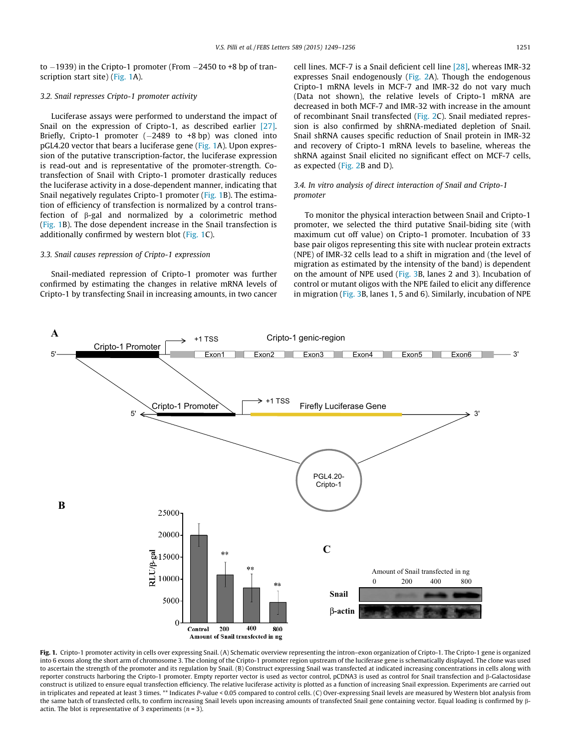to −1939) in the Cripto-1 promoter (From −2450 to +8 bp of transcription start site) (Fig. 1A).

### 3.2. Snail represses Cripto-1 promoter activity

Luciferase assays were performed to understand the impact of Snail on the expression of Cripto-1, as described earlier [27]. Briefly, Cripto-1 promoter (−2489 to +8 bp) was cloned into pGL4.20 vector that bears a luciferase gene (Fig. 1A). Upon expression of the putative transcription-factor, the luciferase expression is read-out and is representative of the promoter-strength. Co-transfection of Snail with Cripto-1 promoter drastically reduces the luciferase activity in a dose-dependent manner, indicating that Snail negatively regulates Cripto-1 promoter (Fig. 1B). The estimation of efficiency of transfection is normalized by a control transfection of β-gal and normalized by a colorimetric method (Fig. 1B). The dose dependent increase in the Snail transfection is additionally confirmed by western blot (Fig. 1C).

### 3.3. Snail causes repression of Cripto-1 expression

Snail-mediated repression of Cripto-1 promoter was further confirmed by estimating the changes in relative mRNA levels of Cripto-1 by transfecting Snail in increasing amounts, in two cancer cell lines. MCF-7 is a Snail deficient cell line [28], whereas IMR-32 expresses Snail endogenously (Fig. 2A). Though the endogenous Cripto-1 mRNA levels in MCF-7 and IMR-32 do not vary much (Data not shown), the relative levels of Cripto-1 mRNA are decreased in both MCF-7 and IMR-32 with increase in the amount of recombinant Snail transfected (Fig. 2C). Snail mediated repression is also confirmed by shRNA-mediated depletion of Snail. Snail shRNA causes specific reduction of Snail protein in IMR-32 and recovery of Cripto-1 mRNA levels to baseline, whereas the shRNA against Snail elicited no significant effect on MCF-7 cells, as expected (Fig. 2B and D).

### 3.4. In vitro analysis of direct interaction of Snail and Cripto-1 promoter

To monitor the physical interaction between Snail and Cripto-1 promoter, we selected the third putative Snail-biding site (with maximum cut off value) on Cripto-1 promoter. Incubation of 33 base pair oligos representing this site with nuclear protein extracts (NPE) of IMR-32 cells lead to a shift in migration and (the level of migration as estimated by the intensity of the band) is dependent on the amount of NPE used (Fig. 3B, lanes 2 and 3). Incubation of control or mutant oligos with the NPE failed to elicit any difference in migration (Fig. 3B, lanes 1, 5 and 6). Similarly, incubation of NPE

**Fig. 1.** Cripto-1 promoter activity in cells over expressing Snail. (A) Schematic overview representing the intron–exon organization of Cripto-1. The Cripto-1 gene is organized into 6 exons along the short arm of chromosome 3. The cloning of the Cripto-1 promoter region upstream of the luciferase gene is schematically displayed. The clone was used to ascertain the strength of the promoter and its regulation by Snail. (B) Construct expressing Snail was transfected at indicated increasing concentrations in cells along with reporter constructs harboring the Cripto-1 promoter. Empty reporter vector is used as vector control, pCDNA3 is used as control for Snail transfection and β-Galactosidase construct is utilized to ensure equal transfection efficiency. The relative luciferase activity is plotted as a function of increasing Snail expression. Experiments are carried out in triplicates and repeated at least 3 times. ** Indicates $P$-value < 0.05 compared to control cells. (C) Over-expressing Snail levels are measured by Western blot analysis from the same batch of transfected cells, to confirm increasing Snail levels upon increasing amounts of transfected Snail gene containing vector. Equal loading is confirmed by β-actin. The blot is representative of 3 experiments ($n$ = 3).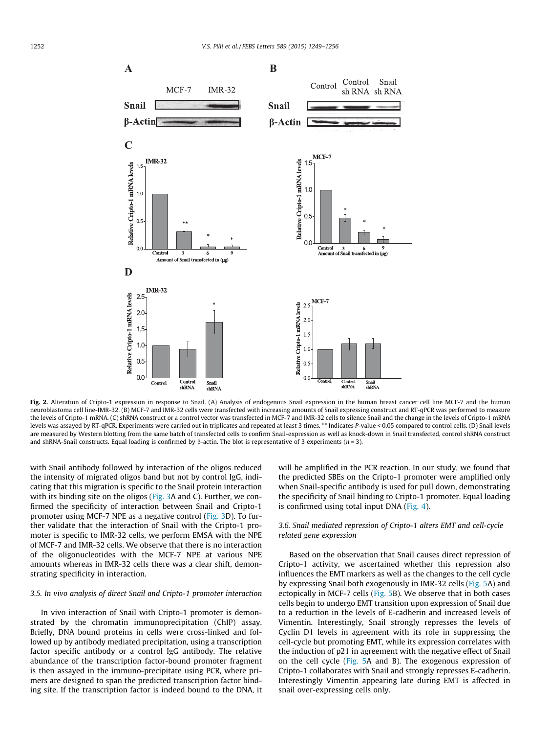**Fig. 2.** Alteration of Cripto-1 expression in response to Snail. (A) Analysis of endogenous Snail expression in the human breast cancer cell line MCF-7 and the human neuroblastoma cell line-IMR-32. (B) MCF-7 and IMR-32 cells were transfected with increasing amounts of Snail expressing construct and RT-qPCR was performed to measure the levels of Cripto-1 mRNA. (C) shRNA construct or a control vector was transfected in MCF-7 and IMR-32 cells to silence Snail and the change in the levels of Cripto-1 mRNA levels was assayed by RT-qPCR. Experiments were carried out in triplicates and repeated at least 3 times. ** Indicates *P*-value < 0.05 compared to control cells. (D) Snail levels are measured by Western blotting from the same batch of transfected cells to confirm Snail-expression as well as knock-down in Snail transfected, control shRNA construct and shRNA-Snail constructs. Equal loading is confirmed by β-actin. The blot is representative of 3 experiments (*n* = 3).

with Snail antibody followed by interaction of the oligos reduced the intensity of migrated oligos band but not by control IgG, indicating that this migration is specific to the Snail protein interaction with its binding site on the oligos (Fig. 3A and C). Further, we confirmed the specificity of interaction between Snail and Cripto-1 promoter using MCF-7 NPE as a negative control (Fig. 3D). To further validate that the interaction of Snail with the Cripto-1 promoter is specific to IMR-32 cells, we perform EMSA with the NPE of MCF-7 and IMR-32 cells. We observe that there is no interaction of the oligonucleotides with the MCF-7 NPE at various NPE amounts whereas in IMR-32 cells there was a clear shift, demonstrating specificity in interaction.

### 3.5. In vivo analysis of direct Snail and Cripto-1 promoter interaction

In vivo interaction of Snail with Cripto-1 promoter is demonstrated by the chromatin immunoprecipitation (ChIP) assay. Briefly, DNA bound proteins in cells were cross-linked and followed up by antibody mediated precipitation, using a transcription factor specific antibody or a control IgG antibody. The relative abundance of the transcription factor-bound promoter fragment is then assayed in the immuno-precipitate using PCR, where primers are designed to span the predicted transcription factor binding site. If the transcription factor is indeed bound to the DNA, it will be amplified in the PCR reaction. In our study, we found that the predicted SBEs on the Cripto-1 promoter were amplified only when Snail-specific antibody is used for pull down, demonstrating the specificity of Snail binding to Cripto-1 promoter. Equal loading is confirmed using total input DNA (Fig. 4).

### 3.6. Snail mediated repression of Cripto-1 alters EMT and cell-cycle related gene expression

Based on the observation that Snail causes direct repression of Cripto-1 activity, we ascertained whether this repression also influences the EMT markers as well as the changes to the cell cycle by expressing Snail both exogenously in IMR-32 cells (Fig. 5A) and ectopically in MCF-7 cells (Fig. 5B). We observe that in both cases cells begin to undergo EMT transition upon expression of Snail due to a reduction in the levels of E-cadherin and increased levels of Vimentin. Interestingly, Snail strongly represses the levels of Cyclin D1 levels in agreement with its role in suppressing the cell-cycle but promoting EMT, while its expression correlates with the induction of p21 in agreement with the negative effect of Snail on the cell cycle (Fig. 5A and B). The exogenous expression of Cripto-1 collaborates with Snail and strongly represses E-cadherin. Interestingly Vimentin appearing late during EMT is affected in snail over-expressing cells only.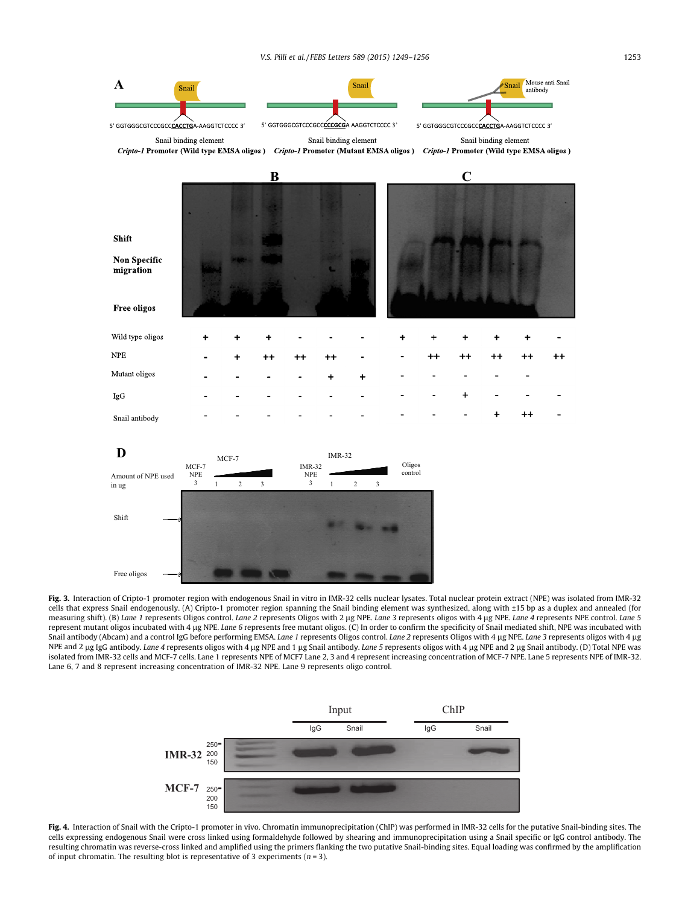**Fig. 3.** Interaction of Cripto-1 promoter region with endogenous Snail in vitro in IMR-32 cells nuclear lysates. Total nuclear protein extract (NPE) was isolated from IMR-32 cells that express Snail endogenously. (A) Cripto-1 promoter region spanning the Snail binding element was synthesized, along with ±15 bp as a duplex and annealed (for measuring shift). (B) *Lane 1* represents Oligos control. *Lane 2* represents Oligos with 2 μg NPE. *Lane 3* represents oligos with 4 μg NPE. *Lane 4* represents NPE control. *Lane 5* represent mutant oligos incubated with 4 μg NPE. *Lane 6* represents free mutant oligos. (C) In order to confirm the specificity of Snail mediated shift, NPE was incubated with Snail antibody (Abcam) and a control IgG before performing EMSA. *Lane 1* represents Oligos control. *Lane 2* represents Oligos with 4 μg NPE. *Lane 3* represents oligos with 4 μg NPE and 2 μg IgG antibody. *Lane 4* represents oligos with 4 μg NPE and 1 μg Snail antibody. *Lane 5* represents oligos with 4 μg NPE and 2 μg Snail antibody. (D) Total NPE was isolated from IMR-32 cells and MCF-7 cells. Lane 1 represents NPE of MCF7 Lane 2, 3 and 4 represent increasing concentration of MCF-7 NPE. Lane 5 represents NPE of IMR-32. Lane 6, 7 and 8 represent increasing concentration of IMR-32 NPE. Lane 9 represents oligo control.

**Fig. 4.** Interaction of Snail with the Cripto-1 promoter in vivo. Chromatin immunoprecipitation (ChIP) was performed in IMR-32 cells for the putative Snail-binding sites. The cells expressing endogenous Snail were cross linked using formaldehyde followed by shearing and immunoprecipitation using a Snail specific or IgG control antibody. The resulting chromatin was reverse-cross linked and amplified using the primers flanking the two putative Snail-binding sites. Equal loading was confirmed by the amplification of input chromatin. The resulting blot is representative of 3 experiments ($n = 3$).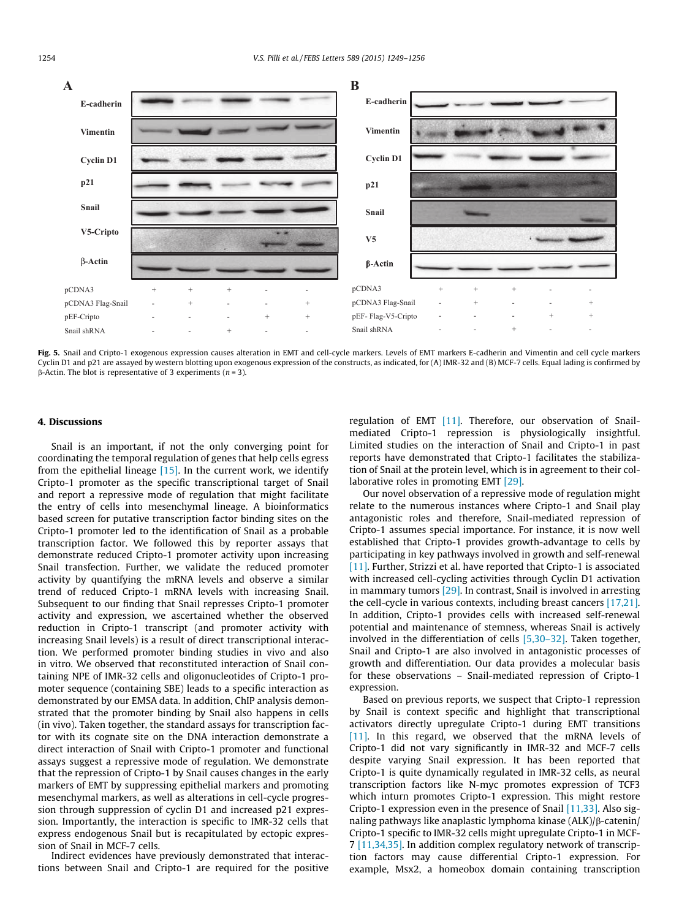Fig. 5. Snail and Cripto-1 exogenous expression causes alteration in EMT and cell-cycle markers. Levels of EMT markers E-cadherin and Vimentin and cell cycle markers Cyclin D1 and p21 are assayed by western blotting upon exogenous expression of the constructs, as indicated, for (A) IMR-32 and (B) MCF-7 cells. Equal lading is confirmed by β-Actin. The blot is representative of 3 experiments ($n = 3$).

## 4. Discussions

Snail is an important, if not the only converging point for coordinating the temporal regulation of genes that help cells egress from the epithelial lineage [15]. In the current work, we identify Cripto-1 promoter as the specific transcriptional target of Snail and report a repressive mode of regulation that might facilitate the entry of cells into mesenchymal lineage. A bioinformatics based screen for putative transcription factor binding sites on the Cripto-1 promoter led to the identification of Snail as a probable transcription factor. We followed this by reporter assays that demonstrate reduced Cripto-1 promoter activity upon increasing Snail transfection. Further, we validate the reduced promoter activity by quantifying the mRNA levels and observe a similar trend of reduced Cripto-1 mRNA levels with increasing Snail. Subsequent to our finding that Snail represses Cripto-1 promoter activity and expression, we ascertained whether the observed reduction in Cripto-1 transcript (and promoter activity with increasing Snail levels) is a result of direct transcriptional interaction. We performed promoter binding studies in vivo and also in vitro. We observed that reconstituted interaction of Snail containing NPE of IMR-32 cells and oligonucleotides of Cripto-1 promoter sequence (containing SBE) leads to a specific interaction as demonstrated by our EMSA data. In addition, ChIP analysis demonstrated that the promoter binding by Snail also happens in cells (in vivo). Taken together, the standard assays for transcription factor with its cognate site on the DNA interaction demonstrate a direct interaction of Snail with Cripto-1 promoter and functional assays suggest a repressive mode of regulation. We demonstrate that the repression of Cripto-1 by Snail causes changes in the early markers of EMT by suppressing epithelial markers and promoting mesenchymal markers, as well as alterations in cell-cycle progression through suppression of cyclin D1 and increased p21 expression. Importantly, the interaction is specific to IMR-32 cells that express endogenous Snail but is recapitulated by ectopic expression of Snail in MCF-7 cells.

Indirect evidences have previously demonstrated that interactions between Snail and Cripto-1 are required for the positive regulation of EMT [11]. Therefore, our observation of Snail-mediated Cripto-1 repression is physiologically insightful. Limited studies on the interaction of Snail and Cripto-1 in past reports have demonstrated that Cripto-1 facilitates the stabilization of Snail at the protein level, which is in agreement to their collaborative roles in promoting EMT [29].

Our novel observation of a repressive mode of regulation might relate to the numerous instances where Cripto-1 and Snail play antagonistic roles and therefore, Snail-mediated repression of Cripto-1 assumes special importance. For instance, it is now well established that Cripto-1 provides growth-advantage to cells by participating in key pathways involved in growth and self-renewal [11]. Further, Strizzi et al. have reported that Cripto-1 is associated with increased cell-cycling activities through Cyclin D1 activation in mammary tumors [29]. In contrast, Snail is involved in arresting the cell-cycle in various contexts, including breast cancers [17,21]. In addition, Cripto-1 provides cells with increased self-renewal potential and maintenance of stemness, whereas Snail is actively involved in the differentiation of cells [5,30–32]. Taken together, Snail and Cripto-1 are also involved in antagonistic processes of growth and differentiation. Our data provides a molecular basis for these observations – Snail-mediated repression of Cripto-1 expression.

Based on previous reports, we suspect that Cripto-1 repression by Snail is context specific and highlight that transcriptional activators directly upregulate Cripto-1 during EMT transitions [11]. In this regard, we observed that the mRNA levels of Cripto-1 did not vary significantly in IMR-32 and MCF-7 cells despite varying Snail expression. It has been reported that Cripto-1 is quite dynamically regulated in IMR-32 cells, as neural transcription factors like N-myc promotes expression of TCF3 which inturn promotes Cripto-1 expression. This might restore Cripto-1 expression even in the presence of Snail [11,33]. Also signaling pathways like anaplastic lymphoma kinase (ALK)/β-catenin/Cripto-1 specific to IMR-32 cells might upregulate Cripto-1 in MCF-7 [11,34,35]. In addition complex regulatory network of transcription factors may cause differential Cripto-1 expression. For example, Msx2, a homeobox domain containing transcription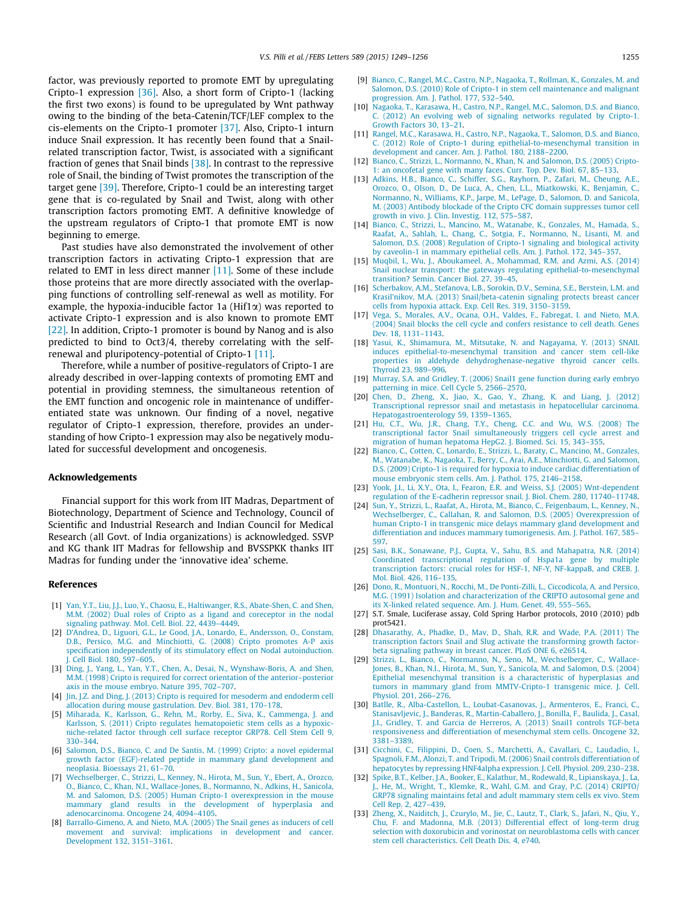factor, was previously reported to promote EMT by upregulating Cripto-1 expression [36]. Also, a short form of Cripto-1 (lacking the first two exons) is found to be upregulated by Wnt pathway owing to the binding of the beta-Catenin/TCF/LEF complex to the cis-elements on the Cripto-1 promoter [37]. Also, Cripto-1 inturn induce Snail expression. It has recently been found that a Snail-related transcription factor, Twist, is associated with a significant fraction of genes that Snail binds [38]. In contrast to the repressive role of Snail, the binding of Twist promotes the transcription of the target gene [39]. Therefore, Cripto-1 could be an interesting target gene that is co-regulated by Snail and Twist, along with other transcription factors promoting EMT. A definitive knowledge of the upstream regulators of Cripto-1 that promote EMT is now beginning to emerge.

Past studies have also demonstrated the involvement of other transcription factors in activating Cripto-1 expression that are related to EMT in less direct manner [11]. Some of these include those proteins that are more directly associated with the overlapping functions of controlling self-renewal as well as motility. For example, the hypoxia-inducible factor 1a (Hif1$\alpha$) was reported to activate Cripto-1 expression and is also known to promote EMT [22]. In addition, Cripto-1 promoter is bound by Nanog and is also predicted to bind to Oct3/4, thereby correlating with the self-renewal and pluripotency-potential of Cripto-1 [11].

Therefore, while a number of positive-regulators of Cripto-1 are already described in over-lapping contexts of promoting EMT and potential in providing stemness, the simultaneous retention of the EMT function and oncogenic role in maintenance of undifferentiated state was unknown. Our finding of a novel, negative regulator of Cripto-1 expression, therefore, provides an understanding of how Cripto-1 expression may also be negatively modulated for successful development and oncogenesis.

## Acknowledgements

Financial support for this work from IIT Madras, Department of Biotechnology, Department of Science and Technology, Council of Scientific and Industrial Research and Indian Council for Medical Research (all Govt. of India organizations) is acknowledged. SSVP and KG thank IIT Madras for fellowship and BVSSPKK thanks IIT Madras for funding under the 'innovative idea' scheme.

## References

[1] Yan, Y.T., Liu, J.J., Luo, Y., Chaosu, E., Haltiwanger, R.S., Abate-Shen, C. and Shen, M.M. (2002) Dual roles of Cripto as a ligand and coreceptor in the nodal signaling pathway. Mol. Cell. Biol. 22, 4439–4449.

[2] D'Andrea, D., Liguori, G.L., Le Good, J.A., Lonardo, E., Andersson, O., Constam, D.B., Persico, M.G. and Minchiotti, G. (2008) Cripto promotes A-P axis specification independently of its stimulatory effect on Nodal autoinduction. J. Cell Biol. 180, 597–605.

[3] Ding, J., Yang, L., Yan, Y.T., Chen, A., Desai, N., Wynshaw-Boris, A. and Shen, M.M. (1998) Cripto is required for correct orientation of the anterior–posterior axis in the mouse embryo. Nature 395, 702–707.

[4] Jin, J.Z. and Ding, J. (2013) Cripto is required for mesoderm and endoderm cell allocation during mouse gastrulation. Dev. Biol. 381, 170–178.

[5] Miharada, K., Karlsson, G., Rehn, M., Rorby, E., Siva, K., Cammenga, J. and Karlsson, S. (2011) Cripto regulates hematopoietic stem cells as a hypoxic-niche-related factor through cell surface receptor GRP78. Cell Stem Cell 9, 330–344.

[6] Salomon, D.S., Bianco, C. and De Santis, M. (1999) Cripto: a novel epidermal growth factor (EGF)-related peptide in mammary gland development and neoplasia. Bioessays 21, 61–70.

[7] Wechselberger, C., Strizzi, L., Kenney, N., Hirota, M., Sun, Y., Ebert, A., Orozco, O., Bianco, C., Khan, N.I., Wallace-Jones, B., Normanno, N., Adkins, H., Sanicola, M. and Salomon, D.S. (2005) Human Cripto-1 overexpression in the mouse mammary gland results in the development of hyperplasia and adenocarcinoma. Oncogene 24, 4094–4105.

[8] Barrallo-Gimeno, A. and Nieto, M.A. (2005) The Snail genes as inducers of cell movement and survival: implications in development and cancer. Development 132, 3151–3161.

[9] Bianco, C., Rangel, M.C., Castro, N.P., Nagaoka, T., Rollman, K., Gonzales, M. and Salomon, D.S. (2010) Role of Cripto-1 in stem cell maintenance and malignant progression. Am. J. Pathol. 177, 532–540.

[10] Nagaoka, T., Karasawa, H., Castro, N.P., Rangel, M.C., Salomon, D.S. and Bianco, C. (2012) An evolving web of signaling networks regulated by Cripto-1. Growth Factors 30, 13–21.

[11] Rangel, M.C., Karasawa, H., Castro, N.P., Nagaoka, T., Salomon, D.S. and Bianco, C. (2012) Role of Cripto-1 during epithelial-to-mesenchymal transition in development and cancer. Am. J. Pathol. 180, 2188–2200.

[12] Bianco, C., Strizzi, L., Normanno, N., Khan, N. and Salomon, D.S. (2005) Cripto-1: an oncofetal gene with many faces. Curr. Top. Dev. Biol. 67, 85–133.

[13] Adkins, H.B., Bianco, C., Schiffer, S.G., Rayhorn, P., Zafari, M., Cheung, A.E., Orozco, O., Olson, D., De Luca, A., Chen, L.L., Miatkowski, K., Benjamin, C., Normanno, N., Williams, K.P., Jarpe, M., LePage, D., Salomon, D. and Sanicola, M. (2003) Antibody blockade of the Cripto CFC domain suppresses tumor cell growth in vivo. J. Clin. Investig. 112, 575–587.

[14] Bianco, C., Strizzi, L., Mancino, M., Watanabe, K., Gonzales, M., Hamada, S., Raafat, A., Sahlah, L., Chang, C., Sotgia, F., Normanno, N., Lisanti, M. and Salomon, D.S. (2008) Regulation of Cripto-1 signaling and biological activity by caveolin-1 in mammary epithelial cells. Am. J. Pathol. 172, 345–357.

[15] Muqbil, I., Wu, J., Aboukameel, A., Mohammad, R.M. and Azmi, A.S. (2014) Snail nuclear transport: the gateways regulating epithelial-to-mesenchymal transition? Semin. Cancer Biol. 27, 39–45.

[16] Scherbakov, A.M., Stefanova, L.B., Sorokin, D.V., Semina, S.E., Berstein, L.M. and Krasil'nikov, M.A. (2013) Snail/beta-catenin signaling protects breast cancer cells from hypoxia attack. Exp. Cell Res. 319, 3150–3159.

[17] Vega, S., Morales, A.V., Ocana, O.H., Valdes, F., Fabregat, I. and Nieto, M.A. (2004) Snail blocks the cell cycle and confers resistance to cell death. Genes Dev. 18, 1131–1143.

[18] Yasui, K., Shimamura, M., Mitsutake, N. and Nagayama, Y. (2013) SNAIL induces epithelial-to-mesenchymal transition and cancer stem cell-like properties in aldehyde dehydroghenase-negative thyroid cancer cells. Thyroid 23, 989–996.

[19] Murray, S.A. and Gridley, T. (2006) Snail1 gene function during early embryo patterning in mice. Cell Cycle 5, 2566–2570.

[20] Chen, D., Zheng, X., Jiao, X., Gao, Y., Zhang, K. and Liang, J. (2012) Transcriptional repressor snail and metastasis in hepatocellular carcinoma. Hepatogastroenterology 59, 1359–1365.

[21] Hu, C.T., Wu, J.R., Chang, T.Y., Cheng, C.C. and Wu, W.S. (2008) The transcriptional factor Snail simultaneously triggers cell cycle arrest and migration of human hepatoma HepG2. J. Biomed. Sci. 15, 343–355.

[22] Bianco, C., Cotten, C., Lonardo, E., Strizzi, L., Baraty, C., Mancino, M., Gonzales, M., Watanabe, K., Nagaoka, T., Berry, C., Arai, A.E., Minchiotti, G. and Salomon, D.S. (2009) Cripto-1 is required for hypoxia to induce cardiac differentiation of mouse embryonic stem cells. Am. J. Pathol. 175, 2146–2158.

[23] Yook, J.I., Li, X.Y., Ota, I., Fearon, E.R. and Weiss, S.J. (2005) Wnt-dependent regulation of the E-cadherin repressor snail. J. Biol. Chem. 280, 11740–11748.

[24] Sun, Y., Strizzi, L., Raafat, A., Hirota, M., Bianco, C., Feigenbaum, L., Kenney, N., Wechselberger, C., Callahan, R. and Salomon, D.S. (2005) Overexpression of human Cripto-1 in transgenic mice delays mammary gland development and differentiation and induces mammary tumorigenesis. Am. J. Pathol. 167, 585–597.

[25] Sasi, B.K., Sonawane, P.J., Gupta, V., Sahu, B.S. and Mahapatra, N.R. (2014) Coordinated transcriptional regulation of Hspa1a gene by multiple transcription factors: crucial roles for HSF-1, NF-Y, NF-kappaB, and CREB. J. Mol. Biol. 426, 116–135.

[26] Dono, R., Montuori, N., Rocchi, M., De Ponti-Zilli, L., Ciccodicola, A. and Persico, M.G. (1991) Isolation and characterization of the CRIPTO autosomal gene and its X-linked related sequence. Am. J. Hum. Genet. 49, 555–565.

[27] S.T. Smale, Luciferase assay, Cold Spring Harbor protocols, 2010 (2010) pdb prot5421.

[28] Dhasarathy, A., Phadke, D., Mav, D., Shah, R.R. and Wade, P.A. (2011) The transcription factors Snail and Slug activate the transforming growth factor-beta signaling pathway in breast cancer. PLoS ONE 6, e26514.

[29] Strizzi, L., Bianco, C., Normanno, N., Seno, M., Wechselberger, C., Wallace-Jones, B., Khan, N.I., Hirota, M., Sun, Y., Sanicola, M. and Salomon, D.S. (2004) Epithelial mesenchymal transition is a characteristic of hyperplasias and tumors in mammary gland from MMTV-Cripto-1 transgenic mice. J. Cell. Physiol. 201, 266–276.

[30] Batlle, R., Alba-Castellon, L., Loubat-Casanovas, J., Armenteros, E., Franci, C., Stanisavljevic, J., Banderas, R., Martin-Caballero, J., Bonilla, F., Baulida, J., Casal, J.I., Gridley, T. and Garcia de Herreros, A. (2013) Snail1 controls TGF-beta responsiveness and differentiation of mesenchymal stem cells. Oncogene 32, 3381–3389.

[31] Cicchini, C., Filippini, D., Coen, S., Marchetti, A., Cavallari, C., Laudadio, I., Spagnoli, F.M., Alonzi, T. and Tripodi, M. (2006) Snail controls differentiation of hepatocytes by repressing HNF4alpha expression. J. Cell Physiol. 209, 230–238.

[32] Spike, B.T., Kelber, J.A., Booker, E., Kalathur, M., Rodewald, R., Lipianskaya, J., La, J., He, M., Wright, T., Klemke, R., Wahl, G.M. and Gray, P.C. (2014) CRIPTO/GRP78 signaling maintains fetal and adult mammary stem cells ex vivo. Stem Cell Rep. 2, 427–439.

[33] Zheng, X., Naiditch, J., Czurylo, M., Jie, C., Lautz, T., Clark, S., Jafari, N., Qiu, Y., Chu, F. and Madonna, M.B. (2013) Differential effect of long-term drug selection with doxorubicin and vorinostat on neuroblastoma cells with cancer stem cell characteristics. Cell Death Dis. 4, e740.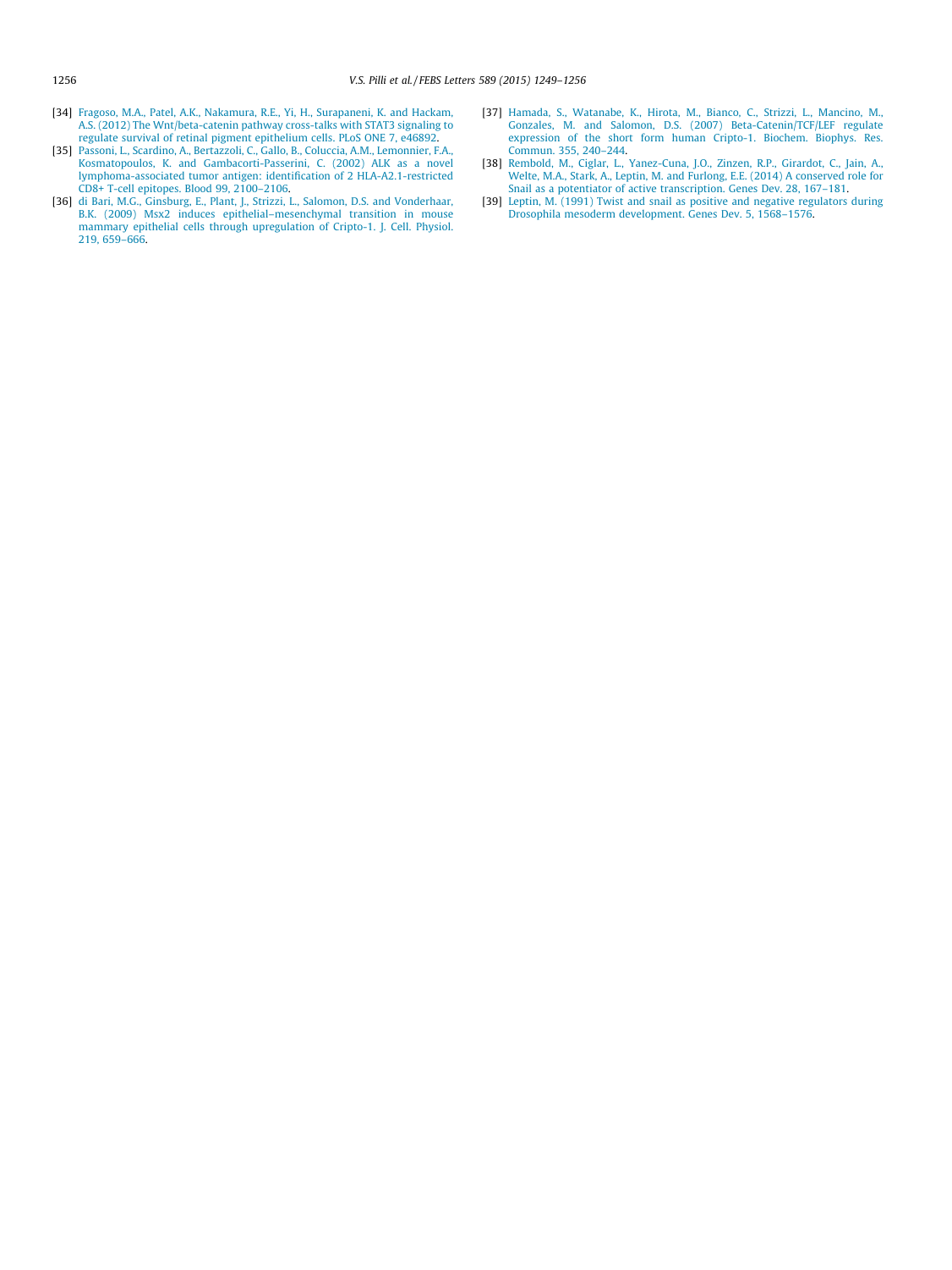[34] Fragoso, M.A., Patel, A.K., Nakamura, R.E., Yi, H., Surapaneni, K. and Hackam, A.S. (2012) The Wnt/beta-catenin pathway cross-talks with STAT3 signaling to regulate survival of retinal pigment epithelium cells. PLoS ONE 7, e46892.

[35] Passoni, L., Scardino, A., Bertazzoli, C., Gallo, B., Coluccia, A.M., Lemonnier, F.A., Kosmatopoulos, K. and Gambacorti-Passerini, C. (2002) ALK as a novel lymphoma-associated tumor antigen: identification of 2 HLA-A2.1-restricted CD8+ T-cell epitopes. Blood 99, 2100–2106.

[36] di Bari, M.G., Ginsburg, E., Plant, J., Strizzi, L., Salomon, D.S. and Vonderhaar, B.K. (2009) Msx2 induces epithelial–mesenchymal transition in mouse mammary epithelial cells through upregulation of Cripto-1. J. Cell. Physiol. 219, 659–666.

[37] Hamada, S., Watanabe, K., Hirota, M., Bianco, C., Strizzi, L., Mancino, M., Gonzales, M. and Salomon, D.S. (2007) Beta-Catenin/TCF/LEF regulate expression of the short form human Cripto-1. Biochem. Biophys. Res. Commun. 355, 240–244.

[38] Rembold, M., Ciglar, L., Yanez-Cuna, J.O., Zinzen, R.P., Girardot, C., Jain, A., Welte, M.A., Stark, A., Leptin, M. and Furlong, E.E. (2014) A conserved role for Snail as a potentiator of active transcription. Genes Dev. 28, 167–181.

[39] Leptin, M. (1991) Twist and snail as positive and negative regulators during Drosophila mesoderm development. Genes Dev. 5, 1568–1576.